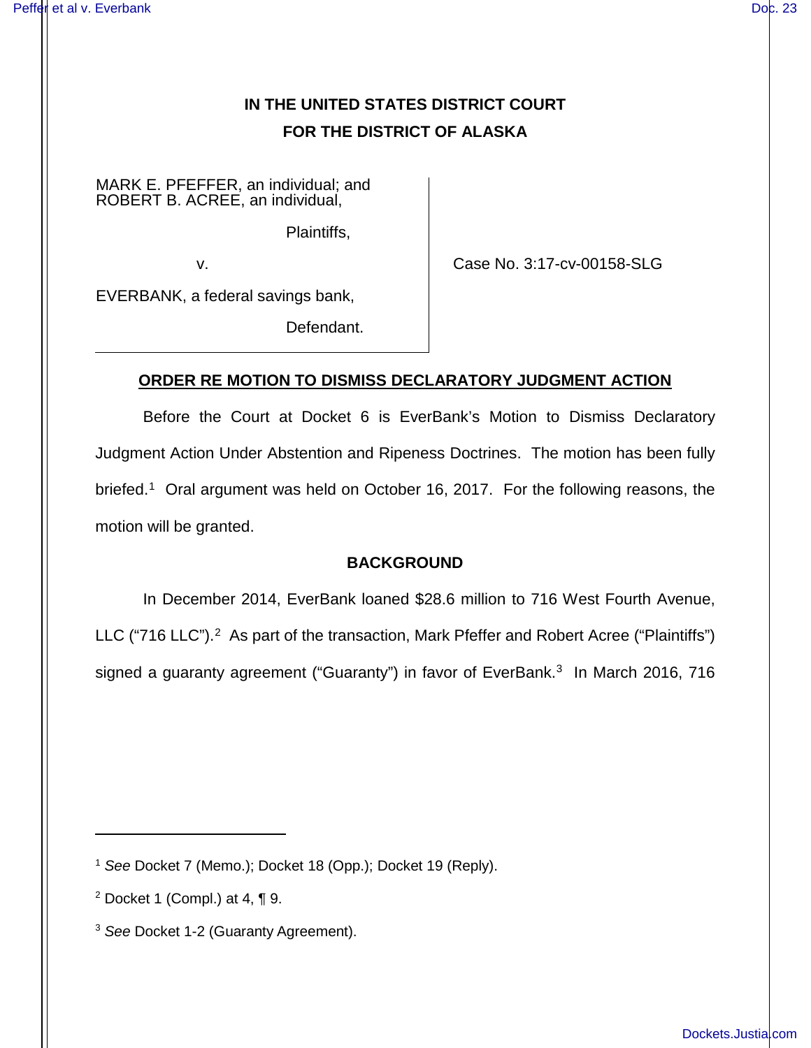**IN THE UNITED STATES DISTRICT COURT**

**FOR THE DISTRICT OF ALASKA**

| | |
|---|---|
| MARK E. PFEFFER, an individual; and ROBERT B. ACREE, an individual,<br><br>Plaintiffs,<br><br>v.<br><br>EVERBANK, a federal savings bank,<br><br>Defendant. | Case No. 3:17-cv-00158-SLG |

**ORDER RE MOTION TO DISMISS DECLARATORY JUDGMENT ACTION**

Before the Court at Docket 6 is EverBank's Motion to Dismiss Declaratory Judgment Action Under Abstention and Ripeness Doctrines. The motion has been fully briefed.[1] Oral argument was held on October 16, 2017. For the following reasons, the motion will be granted.

**BACKGROUND**

In December 2014, EverBank loaned $28.6 million to 716 West Fourth Avenue, LLC ("716 LLC").[2] As part of the transaction, Mark Pfeffer and Robert Acree ("Plaintiffs") signed a guaranty agreement ("Guaranty") in favor of EverBank.[3] In March 2016, 716

---

[1] *See* Docket 7 (Memo.); Docket 18 (Opp.); Docket 19 (Reply).

[2] Docket 1 (Compl.) at 4, ¶ 9.

[3] *See* Docket 1-2 (Guaranty Agreement).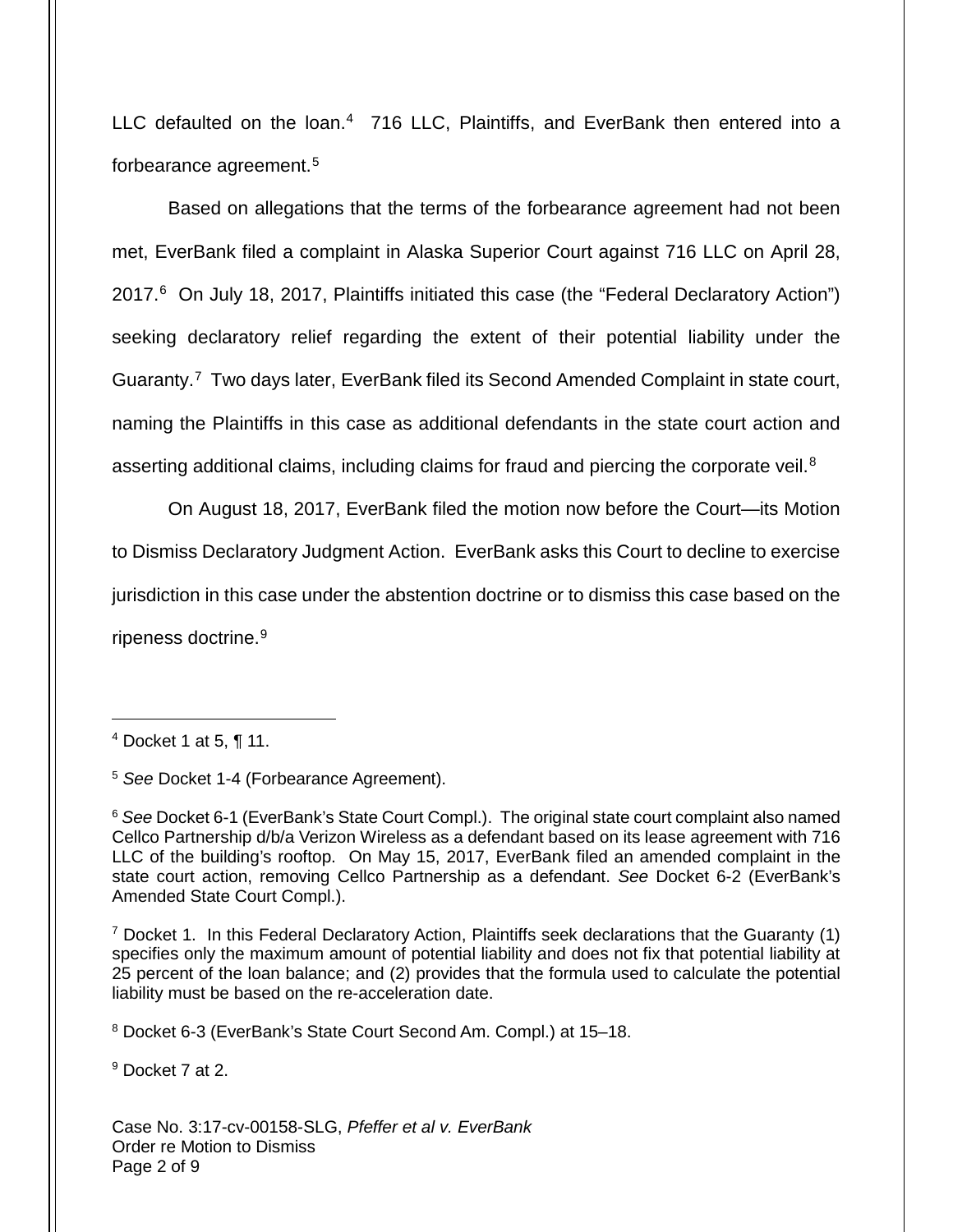LLC defaulted on the loan.[4] 716 LLC, Plaintiffs, and EverBank then entered into a forbearance agreement.[5]

Based on allegations that the terms of the forbearance agreement had not been met, EverBank filed a complaint in Alaska Superior Court against 716 LLC on April 28, 2017.[6] On July 18, 2017, Plaintiffs initiated this case (the "Federal Declaratory Action") seeking declaratory relief regarding the extent of their potential liability under the Guaranty.[7] Two days later, EverBank filed its Second Amended Complaint in state court, naming the Plaintiffs in this case as additional defendants in the state court action and asserting additional claims, including claims for fraud and piercing the corporate veil.[8]

On August 18, 2017, EverBank filed the motion now before the Court—its Motion to Dismiss Declaratory Judgment Action. EverBank asks this Court to decline to exercise jurisdiction in this case under the abstention doctrine or to dismiss this case based on the ripeness doctrine.[9]

---

[4] Docket 1 at 5, ¶ 11.

[5] *See* Docket 1-4 (Forbearance Agreement).

[6] *See* Docket 6-1 (EverBank's State Court Compl.). The original state court complaint also named Cellco Partnership d/b/a Verizon Wireless as a defendant based on its lease agreement with 716 LLC of the building's rooftop. On May 15, 2017, EverBank filed an amended complaint in the state court action, removing Cellco Partnership as a defendant. *See* Docket 6-2 (EverBank's Amended State Court Compl.).

[7] Docket 1. In this Federal Declaratory Action, Plaintiffs seek declarations that the Guaranty (1) specifies only the maximum amount of potential liability and does not fix that potential liability at 25 percent of the loan balance; and (2) provides that the formula used to calculate the potential liability must be based on the re-acceleration date.

[8] Docket 6-3 (EverBank's State Court Second Am. Compl.) at 15–18.

[9] Docket 7 at 2.

Case No. 3:17-cv-00158-SLG, *Pfeffer et al v. EverBank*
Order re Motion to Dismiss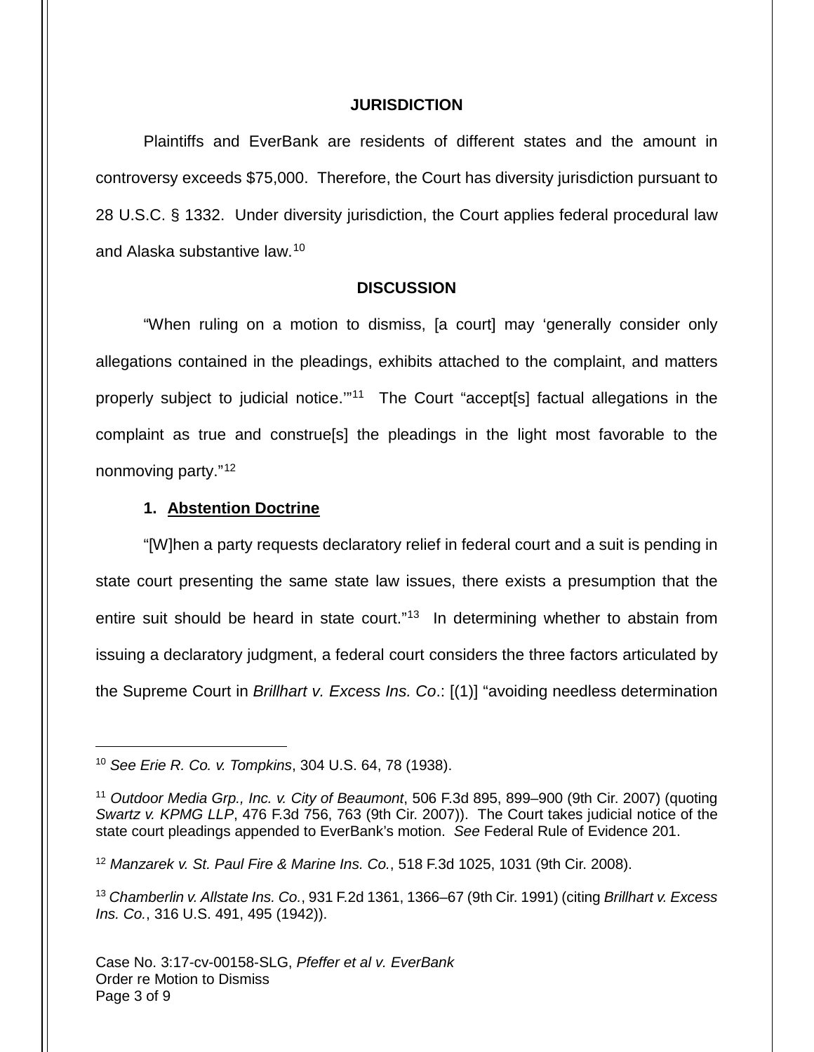**JURISDICTION**

Plaintiffs and EverBank are residents of different states and the amount in controversy exceeds $75,000. Therefore, the Court has diversity jurisdiction pursuant to 28 U.S.C. § 1332. Under diversity jurisdiction, the Court applies federal procedural law and Alaska substantive law.[10]

**DISCUSSION**

"When ruling on a motion to dismiss, [a court] may 'generally consider only allegations contained in the pleadings, exhibits attached to the complaint, and matters properly subject to judicial notice.'"[11] The Court "accept[s] factual allegations in the complaint as true and construe[s] the pleadings in the light most favorable to the nonmoving party."[12]

**1. Abstention Doctrine**

"[W]hen a party requests declaratory relief in federal court and a suit is pending in state court presenting the same state law issues, there exists a presumption that the entire suit should be heard in state court."[13] In determining whether to abstain from issuing a declaratory judgment, a federal court considers the three factors articulated by the Supreme Court in *Brillhart v. Excess Ins. Co*.: [(1)] "avoiding needless determination

---

[10] *See Erie R. Co. v. Tompkins*, 304 U.S. 64, 78 (1938).

[11] *Outdoor Media Grp., Inc. v. City of Beaumont*, 506 F.3d 895, 899–900 (9th Cir. 2007) (quoting *Swartz v. KPMG LLP*, 476 F.3d 756, 763 (9th Cir. 2007)). The Court takes judicial notice of the state court pleadings appended to EverBank's motion. *See* Federal Rule of Evidence 201.

[12] *Manzarek v. St. Paul Fire & Marine Ins. Co.*, 518 F.3d 1025, 1031 (9th Cir. 2008).

[13] *Chamberlin v. Allstate Ins. Co.*, 931 F.2d 1361, 1366–67 (9th Cir. 1991) (citing *Brillhart v. Excess Ins. Co.*, 316 U.S. 491, 495 (1942)).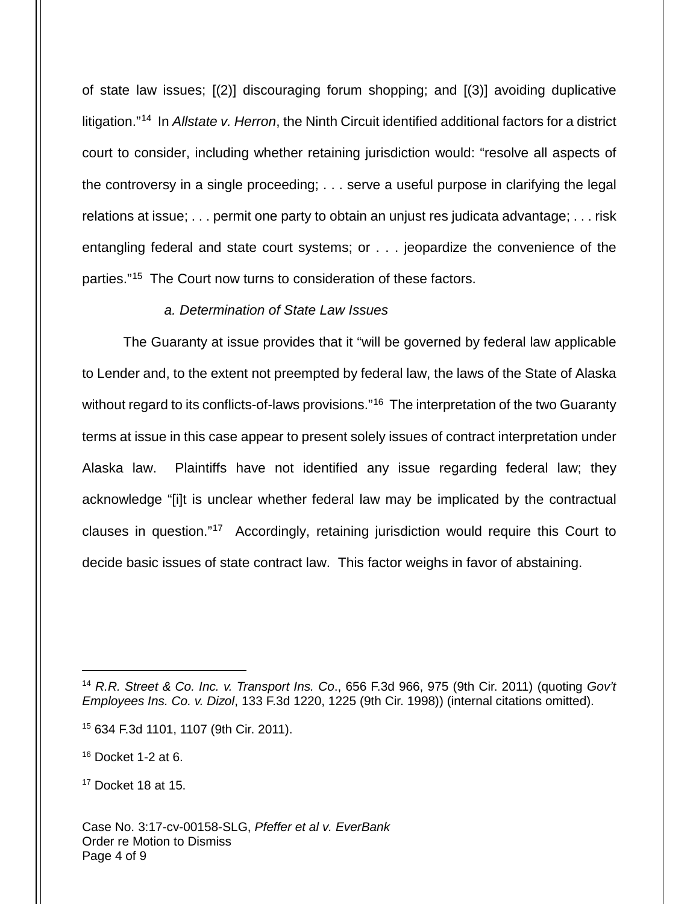of state law issues; [(2)] discouraging forum shopping; and [(3)] avoiding duplicative litigation."[14] In *Allstate v. Herron*, the Ninth Circuit identified additional factors for a district court to consider, including whether retaining jurisdiction would: "resolve all aspects of the controversy in a single proceeding; . . . serve a useful purpose in clarifying the legal relations at issue; . . . permit one party to obtain an unjust res judicata advantage; . . . risk entangling federal and state court systems; or . . . jeopardize the convenience of the parties."[15] The Court now turns to consideration of these factors.

*a. Determination of State Law Issues*

The Guaranty at issue provides that it "will be governed by federal law applicable to Lender and, to the extent not preempted by federal law, the laws of the State of Alaska without regard to its conflicts-of-laws provisions."[16] The interpretation of the two Guaranty terms at issue in this case appear to present solely issues of contract interpretation under Alaska law. Plaintiffs have not identified any issue regarding federal law; they acknowledge "[i]t is unclear whether federal law may be implicated by the contractual clauses in question."[17] Accordingly, retaining jurisdiction would require this Court to decide basic issues of state contract law. This factor weighs in favor of abstaining.

---

[14] *R.R. Street & Co. Inc. v. Transport Ins. Co*., 656 F.3d 966, 975 (9th Cir. 2011) (quoting *Gov't Employees Ins. Co. v. Dizol*, 133 F.3d 1220, 1225 (9th Cir. 1998)) (internal citations omitted).

[15] 634 F.3d 1101, 1107 (9th Cir. 2011).

[16] Docket 1-2 at 6.

[17] Docket 18 at 15.

Case No. 3:17-cv-00158-SLG, *Pfeffer et al v. EverBank*
Order re Motion to Dismiss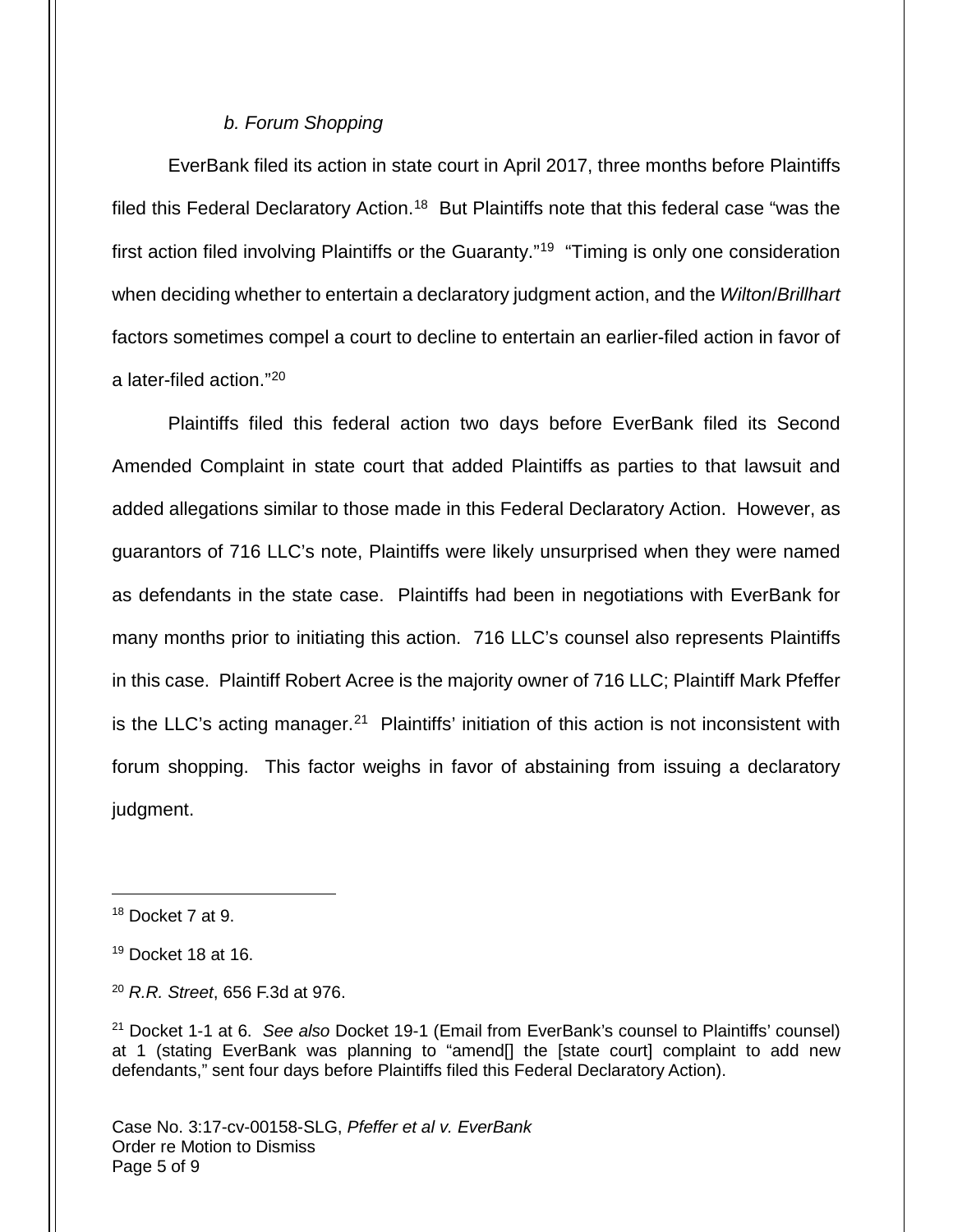*b. Forum Shopping*

EverBank filed its action in state court in April 2017, three months before Plaintiffs filed this Federal Declaratory Action.[18] But Plaintiffs note that this federal case "was the first action filed involving Plaintiffs or the Guaranty."[19] "Timing is only one consideration when deciding whether to entertain a declaratory judgment action, and the *Wilton*/*Brillhart* factors sometimes compel a court to decline to entertain an earlier-filed action in favor of a later-filed action."[20]

Plaintiffs filed this federal action two days before EverBank filed its Second Amended Complaint in state court that added Plaintiffs as parties to that lawsuit and added allegations similar to those made in this Federal Declaratory Action. However, as guarantors of 716 LLC's note, Plaintiffs were likely unsurprised when they were named as defendants in the state case. Plaintiffs had been in negotiations with EverBank for many months prior to initiating this action. 716 LLC's counsel also represents Plaintiffs in this case. Plaintiff Robert Acree is the majority owner of 716 LLC; Plaintiff Mark Pfeffer is the LLC's acting manager.[21] Plaintiffs' initiation of this action is not inconsistent with forum shopping. This factor weighs in favor of abstaining from issuing a declaratory judgment.

---

[18] Docket 7 at 9.

[19] Docket 18 at 16.

[20] *R.R. Street*, 656 F.3d at 976.

[21] Docket 1-1 at 6. *See also* Docket 19-1 (Email from EverBank's counsel to Plaintiffs' counsel) at 1 (stating EverBank was planning to "amend[] the [state court] complaint to add new defendants," sent four days before Plaintiffs filed this Federal Declaratory Action).

Case No. 3:17-cv-00158-SLG, *Pfeffer et al v. EverBank*
Order re Motion to Dismiss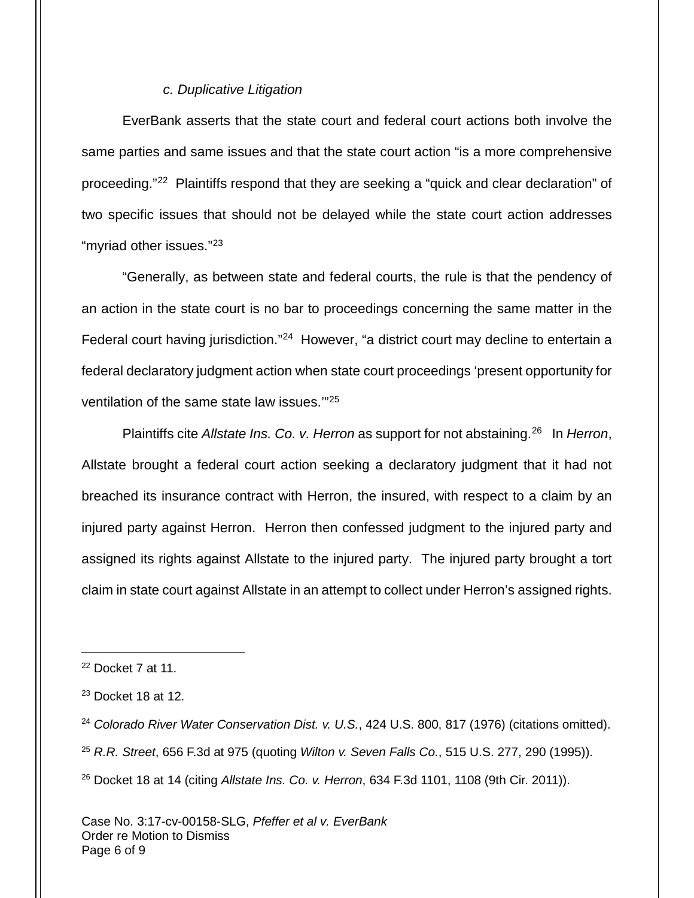*c. Duplicative Litigation*

EverBank asserts that the state court and federal court actions both involve the same parties and same issues and that the state court action "is a more comprehensive proceeding."[22] Plaintiffs respond that they are seeking a "quick and clear declaration" of two specific issues that should not be delayed while the state court action addresses "myriad other issues."[23]

"Generally, as between state and federal courts, the rule is that the pendency of an action in the state court is no bar to proceedings concerning the same matter in the Federal court having jurisdiction."[24] However, "a district court may decline to entertain a federal declaratory judgment action when state court proceedings 'present opportunity for ventilation of the same state law issues.'"[25]

Plaintiffs cite *Allstate Ins. Co. v. Herron* as support for not abstaining.[26] In *Herron*, Allstate brought a federal court action seeking a declaratory judgment that it had not breached its insurance contract with Herron, the insured, with respect to a claim by an injured party against Herron. Herron then confessed judgment to the injured party and assigned its rights against Allstate to the injured party. The injured party brought a tort claim in state court against Allstate in an attempt to collect under Herron's assigned rights.

---

[22] Docket 7 at 11.

[23] Docket 18 at 12.

[24] *Colorado River Water Conservation Dist. v. U.S.*, 424 U.S. 800, 817 (1976) (citations omitted).

[25] *R.R. Street*, 656 F.3d at 975 (quoting *Wilton v. Seven Falls Co.*, 515 U.S. 277, 290 (1995)).

[26] Docket 18 at 14 (citing *Allstate Ins. Co. v. Herron*, 634 F.3d 1101, 1108 (9th Cir. 2011)).

Case No. 3:17-cv-00158-SLG, *Pfeffer et al v. EverBank*
Order re Motion to Dismiss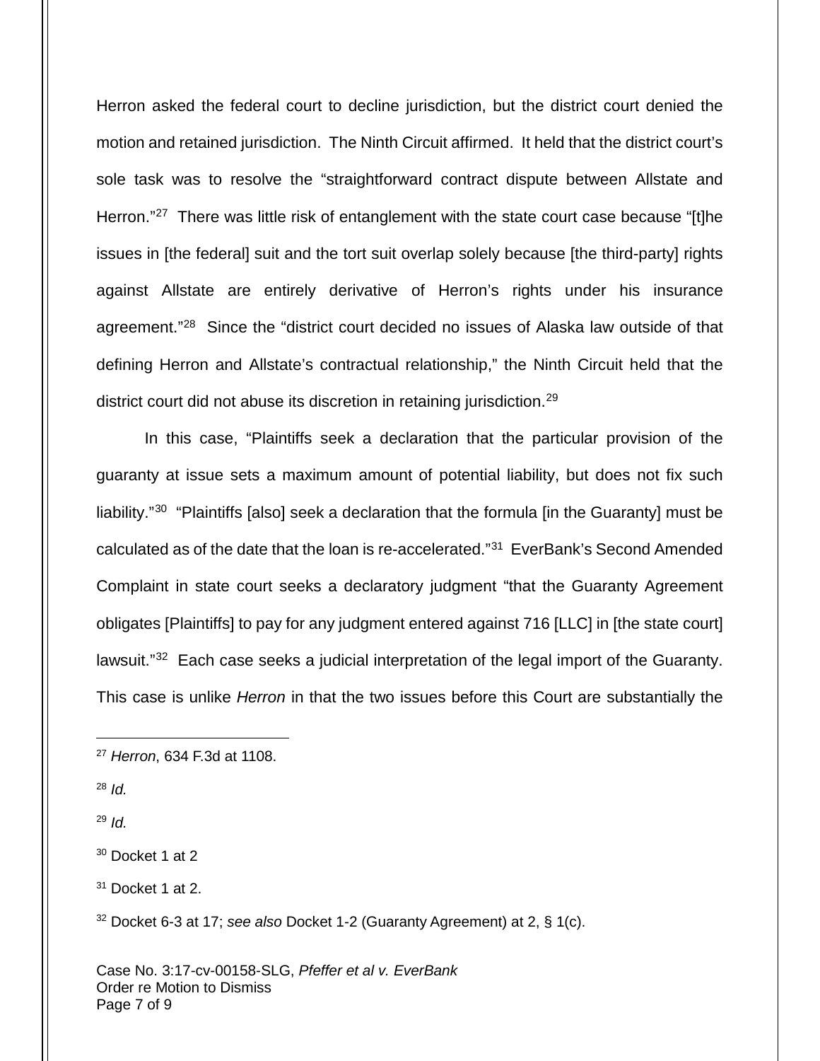Herron asked the federal court to decline jurisdiction, but the district court denied the motion and retained jurisdiction. The Ninth Circuit affirmed. It held that the district court's sole task was to resolve the "straightforward contract dispute between Allstate and Herron."[27] There was little risk of entanglement with the state court case because "[t]he issues in [the federal] suit and the tort suit overlap solely because [the third-party] rights against Allstate are entirely derivative of Herron's rights under his insurance agreement."[28] Since the "district court decided no issues of Alaska law outside of that defining Herron and Allstate's contractual relationship," the Ninth Circuit held that the district court did not abuse its discretion in retaining jurisdiction.[29]

In this case, "Plaintiffs seek a declaration that the particular provision of the guaranty at issue sets a maximum amount of potential liability, but does not fix such liability."[30] "Plaintiffs [also] seek a declaration that the formula [in the Guaranty] must be calculated as of the date that the loan is re-accelerated."[31] EverBank's Second Amended Complaint in state court seeks a declaratory judgment "that the Guaranty Agreement obligates [Plaintiffs] to pay for any judgment entered against 716 [LLC] in [the state court] lawsuit."[32] Each case seeks a judicial interpretation of the legal import of the Guaranty. This case is unlike *Herron* in that the two issues before this Court are substantially the

---

[27] *Herron*, 634 F.3d at 1108.

[28] *Id.*

[29] *Id.*

[30] Docket 1 at 2

[31] Docket 1 at 2.

[32] Docket 6-3 at 17; *see also* Docket 1-2 (Guaranty Agreement) at 2, § 1(c).

Case No. 3:17-cv-00158-SLG, *Pfeffer et al v. EverBank*
Order re Motion to Dismiss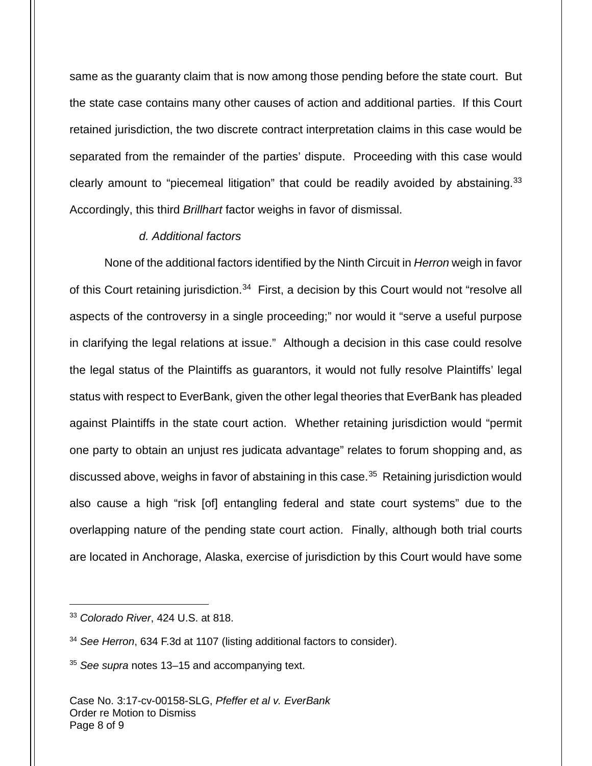same as the guaranty claim that is now among those pending before the state court. But the state case contains many other causes of action and additional parties. If this Court retained jurisdiction, the two discrete contract interpretation claims in this case would be separated from the remainder of the parties' dispute. Proceeding with this case would clearly amount to "piecemeal litigation" that could be readily avoided by abstaining.[33] Accordingly, this third *Brillhart* factor weighs in favor of dismissal.

*d. Additional factors*

None of the additional factors identified by the Ninth Circuit in *Herron* weigh in favor of this Court retaining jurisdiction.[34] First, a decision by this Court would not "resolve all aspects of the controversy in a single proceeding;" nor would it "serve a useful purpose in clarifying the legal relations at issue." Although a decision in this case could resolve the legal status of the Plaintiffs as guarantors, it would not fully resolve Plaintiffs' legal status with respect to EverBank, given the other legal theories that EverBank has pleaded against Plaintiffs in the state court action. Whether retaining jurisdiction would "permit one party to obtain an unjust res judicata advantage" relates to forum shopping and, as discussed above, weighs in favor of abstaining in this case.[35] Retaining jurisdiction would also cause a high "risk [of] entangling federal and state court systems" due to the overlapping nature of the pending state court action. Finally, although both trial courts are located in Anchorage, Alaska, exercise of jurisdiction by this Court would have some

---

[33] *Colorado River*, 424 U.S. at 818.

[34] *See Herron*, 634 F.3d at 1107 (listing additional factors to consider).

[35] *See supra* notes 13–15 and accompanying text.

Case No. 3:17-cv-00158-SLG, *Pfeffer et al v. EverBank*
Order re Motion to Dismiss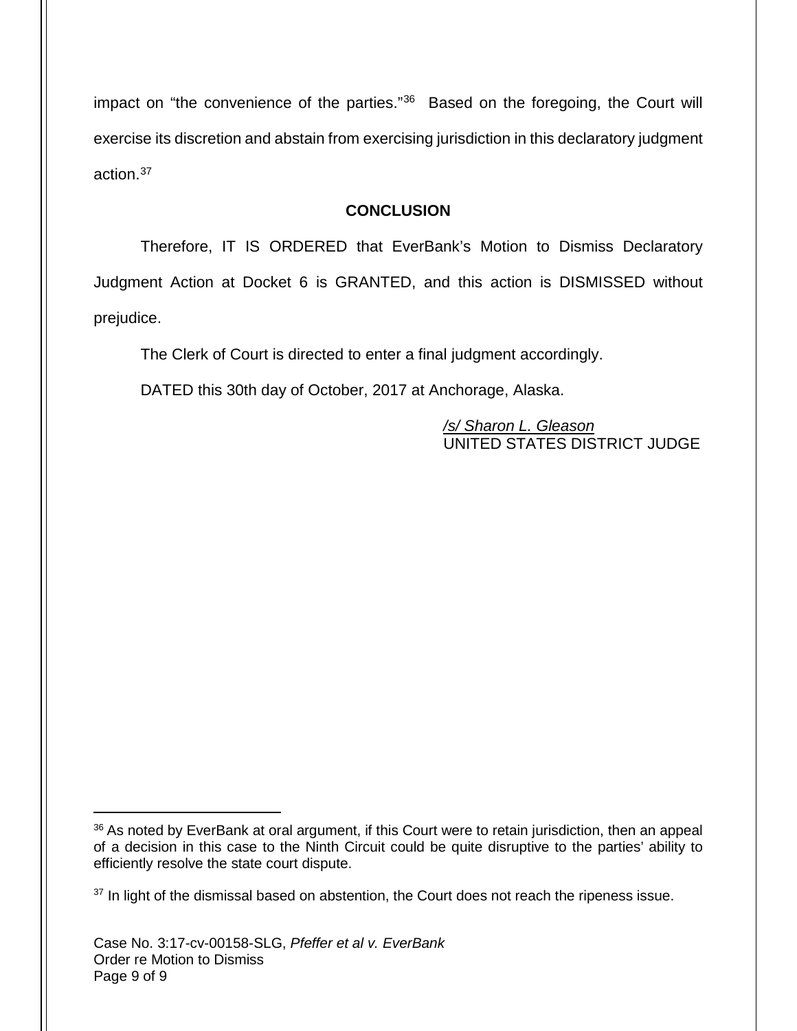impact on "the convenience of the parties."[36] Based on the foregoing, the Court will exercise its discretion and abstain from exercising jurisdiction in this declaratory judgment action.[37]

**CONCLUSION**

Therefore, IT IS ORDERED that EverBank's Motion to Dismiss Declaratory Judgment Action at Docket 6 is GRANTED, and this action is DISMISSED without prejudice.

The Clerk of Court is directed to enter a final judgment accordingly.

DATED this 30th day of October, 2017 at Anchorage, Alaska.

*/s/ Sharon L. Gleason*
UNITED STATES DISTRICT JUDGE

---

[36] As noted by EverBank at oral argument, if this Court were to retain jurisdiction, then an appeal of a decision in this case to the Ninth Circuit could be quite disruptive to the parties' ability to efficiently resolve the state court dispute.

[37] In light of the dismissal based on abstention, the Court does not reach the ripeness issue.

Case No. 3:17-cv-00158-SLG, *Pfeffer et al v. EverBank*
Order re Motion to Dismiss